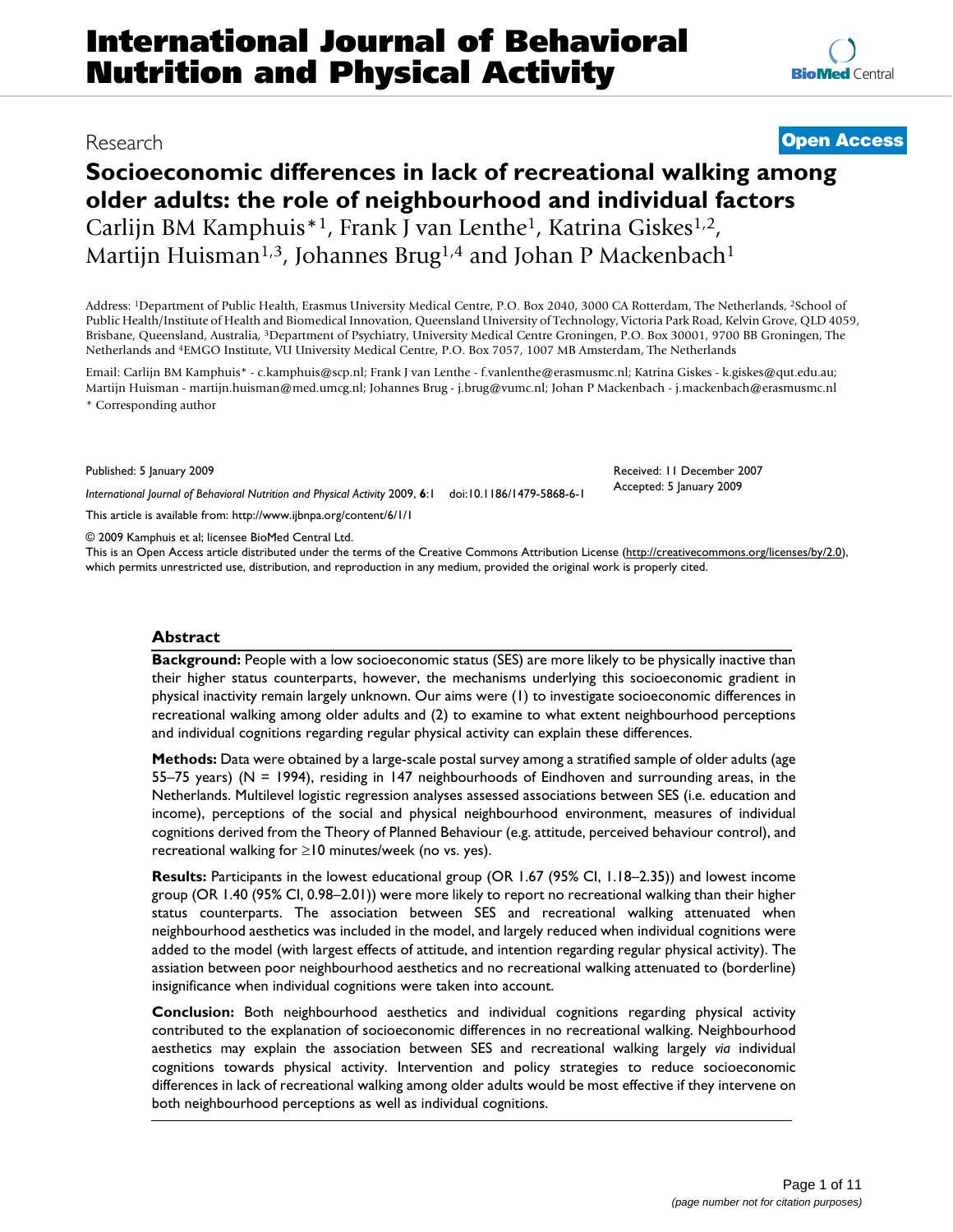Research

**Open Access**

# Socioeconomic differences in lack of recreational walking among older adults: the role of neighbourhood and individual factors

Carlijn BM Kamphuis*[1], Frank J van Lenthe[1], Katrina Giskes[1,2], Martijn Huisman[1,3], Johannes Brug[1,4] and Johan P Mackenbach[1]

Address: [1]Department of Public Health, Erasmus University Medical Centre, P.O. Box 2040, 3000 CA Rotterdam, The Netherlands, [2]School of Public Health/Institute of Health and Biomedical Innovation, Queensland University of Technology, Victoria Park Road, Kelvin Grove, QLD 4059, Brisbane, Queensland, Australia, [3]Department of Psychiatry, University Medical Centre Groningen, P.O. Box 30001, 9700 BB Groningen, The Netherlands and [4]EMGO Institute, VU University Medical Centre, P.O. Box 7057, 1007 MB Amsterdam, The Netherlands

Email: Carlijn BM Kamphuis* - c.kamphuis@scp.nl; Frank J van Lenthe - f.vanlenthe@erasmusmc.nl; Katrina Giskes - k.giskes@qut.edu.au; Martijn Huisman - martijn.huisman@med.umcg.nl; Johannes Brug - j.brug@vumc.nl; Johan P Mackenbach - j.mackenbach@erasmusmc.nl

\* Corresponding author

Published: 5 January 2009

*International Journal of Behavioral Nutrition and Physical Activity* 2009, **6**:1 doi:10.1186/1479-5868-6-1

Received: 11 December 2007
Accepted: 5 January 2009

This article is available from: http://www.ijbnpa.org/content/6/1/1

© 2009 Kamphuis et al; licensee BioMed Central Ltd.
This is an Open Access article distributed under the terms of the Creative Commons Attribution License (http://creativecommons.org/licenses/by/2.0), which permits unrestricted use, distribution, and reproduction in any medium, provided the original work is properly cited.

## Abstract

**Background:** People with a low socioeconomic status (SES) are more likely to be physically inactive than their higher status counterparts, however, the mechanisms underlying this socioeconomic gradient in physical inactivity remain largely unknown. Our aims were (1) to investigate socioeconomic differences in recreational walking among older adults and (2) to examine to what extent neighbourhood perceptions and individual cognitions regarding regular physical activity can explain these differences.

**Methods:** Data were obtained by a large-scale postal survey among a stratified sample of older adults (age 55–75 years) (N = 1994), residing in 147 neighbourhoods of Eindhoven and surrounding areas, in the Netherlands. Multilevel logistic regression analyses assessed associations between SES (i.e. education and income), perceptions of the social and physical neighbourhood environment, measures of individual cognitions derived from the Theory of Planned Behaviour (e.g. attitude, perceived behaviour control), and recreational walking for ≥10 minutes/week (no vs. yes).

**Results:** Participants in the lowest educational group (OR 1.67 (95% CI, 1.18–2.35)) and lowest income group (OR 1.40 (95% CI, 0.98–2.01)) were more likely to report no recreational walking than their higher status counterparts. The association between SES and recreational walking attenuated when neighbourhood aesthetics was included in the model, and largely reduced when individual cognitions were added to the model (with largest effects of attitude, and intention regarding regular physical activity). The assiation between poor neighbourhood aesthetics and no recreational walking attenuated to (borderline) insignificance when individual cognitions were taken into account.

**Conclusion:** Both neighbourhood aesthetics and individual cognitions regarding physical activity contributed to the explanation of socioeconomic differences in no recreational walking. Neighbourhood aesthetics may explain the association between SES and recreational walking largely *via* individual cognitions towards physical activity. Intervention and policy strategies to reduce socioeconomic differences in lack of recreational walking among older adults would be most effective if they intervene on both neighbourhood perceptions as well as individual cognitions.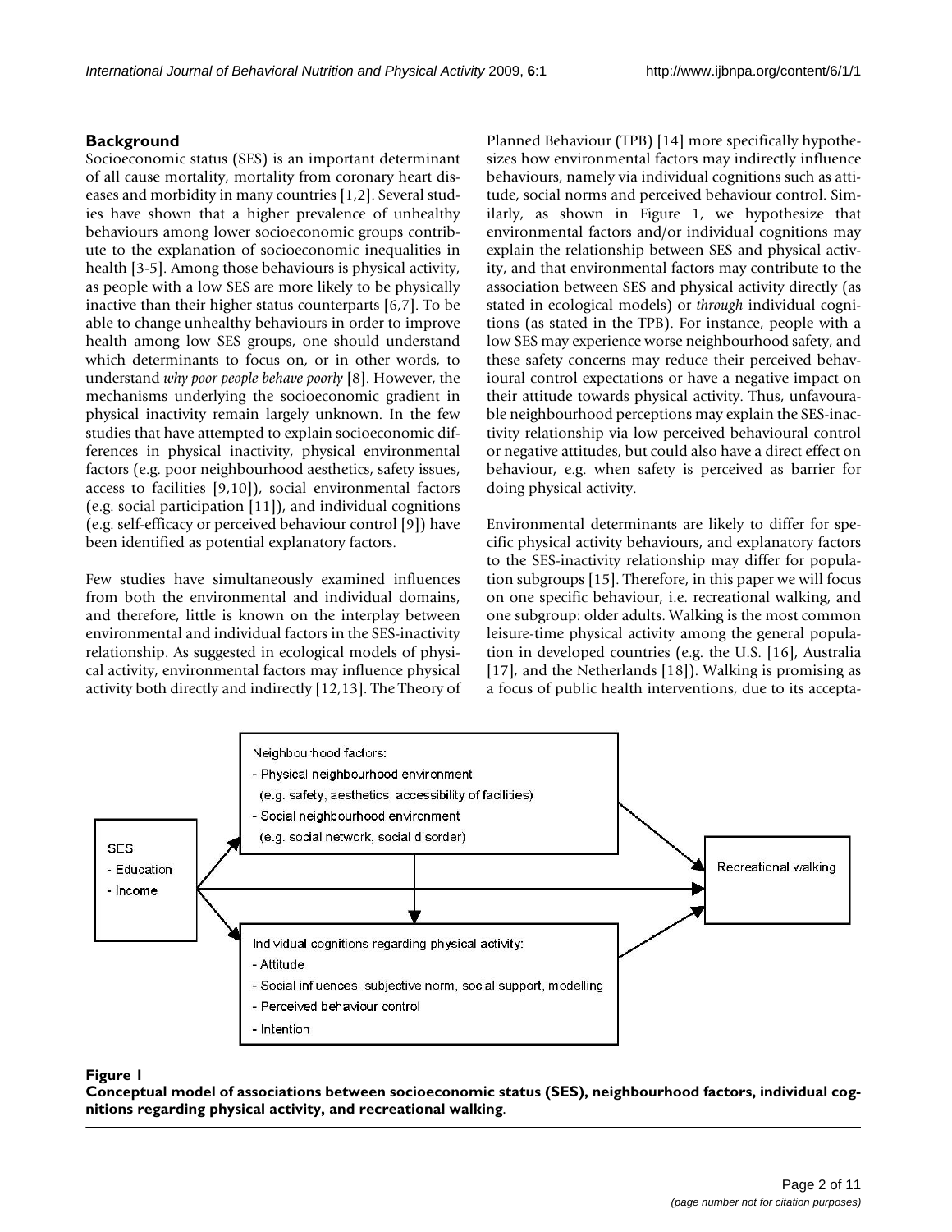## Background

Socioeconomic status (SES) is an important determinant of all cause mortality, mortality from coronary heart diseases and morbidity in many countries [1,2]. Several studies have shown that a higher prevalence of unhealthy behaviours among lower socioeconomic groups contribute to the explanation of socioeconomic inequalities in health [3-5]. Among those behaviours is physical activity, as people with a low SES are more likely to be physically inactive than their higher status counterparts [6,7]. To be able to change unhealthy behaviours in order to improve health among low SES groups, one should understand which determinants to focus on, or in other words, to understand *why poor people behave poorly* [8]. However, the mechanisms underlying the socioeconomic gradient in physical inactivity remain largely unknown. In the few studies that have attempted to explain socioeconomic differences in physical inactivity, physical environmental factors (e.g. poor neighbourhood aesthetics, safety issues, access to facilities [9,10]), social environmental factors (e.g. social participation [11]), and individual cognitions (e.g. self-efficacy or perceived behaviour control [9]) have been identified as potential explanatory factors.

Few studies have simultaneously examined influences from both the environmental and individual domains, and therefore, little is known on the interplay between environmental and individual factors in the SES-inactivity relationship. As suggested in ecological models of physical activity, environmental factors may influence physical activity both directly and indirectly [12,13]. The Theory of Planned Behaviour (TPB) [14] more specifically hypothesizes how environmental factors may indirectly influence behaviours, namely via individual cognitions such as attitude, social norms and perceived behaviour control. Similarly, as shown in Figure 1, we hypothesize that environmental factors and/or individual cognitions may explain the relationship between SES and physical activity, and that environmental factors may contribute to the association between SES and physical activity directly (as stated in ecological models) or *through* individual cognitions (as stated in the TPB). For instance, people with a low SES may experience worse neighbourhood safety, and these safety concerns may reduce their perceived behavioural control expectations or have a negative impact on their attitude towards physical activity. Thus, unfavourable neighbourhood perceptions may explain the SES-inactivity relationship via low perceived behavioural control or negative attitudes, but could also have a direct effect on behaviour, e.g. when safety is perceived as barrier for doing physical activity.

Environmental determinants are likely to differ for specific physical activity behaviours, and explanatory factors to the SES-inactivity relationship may differ for population subgroups [15]. Therefore, in this paper we will focus on one specific behaviour, i.e. recreational walking, and one subgroup: older adults. Walking is the most common leisure-time physical activity among the general population in developed countries (e.g. the U.S. [16], Australia [17], and the Netherlands [18]). Walking is promising as a focus of public health interventions, due to its accepta-

SES
- Education
- Income

Neighbourhood factors:
- Physical neighbourhood environment
  (e.g. safety, aesthetics, accessibility of facilities)
- Social neighbourhood environment
  (e.g. social network, social disorder)

Individual cognitions regarding physical activity:
- Attitude
- Social influences: subjective norm, social support, modelling
- Perceived behaviour control
- Intention

Recreational walking

**Figure 1**
**Conceptual model of associations between socioeconomic status (SES), neighbourhood factors, individual cognitions regarding physical activity, and recreational walking**.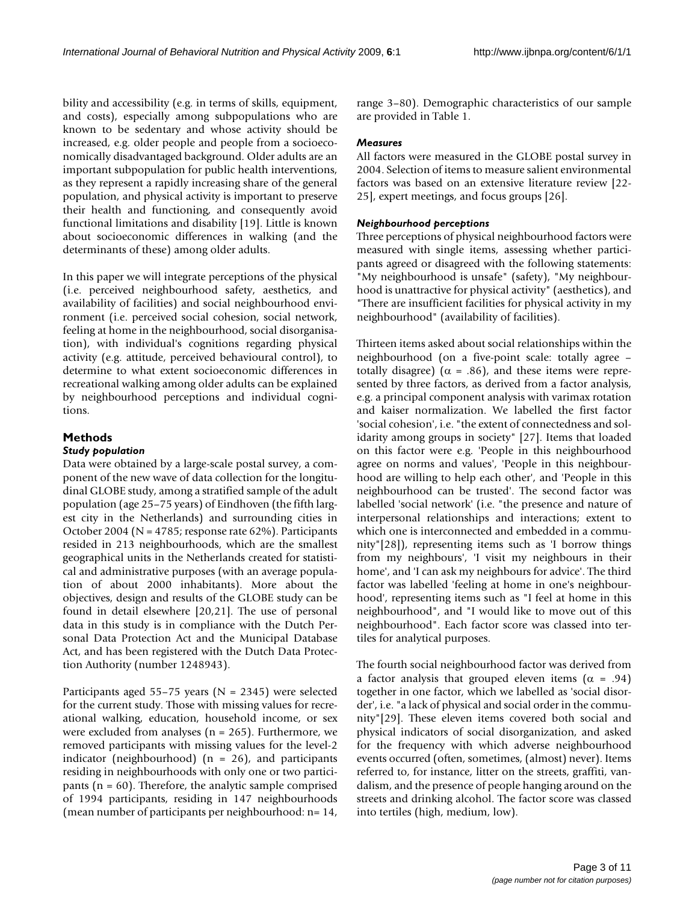bility and accessibility (e.g. in terms of skills, equipment, and costs), especially among subpopulations who are known to be sedentary and whose activity should be increased, e.g. older people and people from a socioeconomically disadvantaged background. Older adults are an important subpopulation for public health interventions, as they represent a rapidly increasing share of the general population, and physical activity is important to preserve their health and functioning, and consequently avoid functional limitations and disability [19]. Little is known about socioeconomic differences in walking (and the determinants of these) among older adults.

In this paper we will integrate perceptions of the physical (i.e. perceived neighbourhood safety, aesthetics, and availability of facilities) and social neighbourhood environment (i.e. perceived social cohesion, social network, feeling at home in the neighbourhood, social disorganisation), with individual's cognitions regarding physical activity (e.g. attitude, perceived behavioural control), to determine to what extent socioeconomic differences in recreational walking among older adults can be explained by neighbourhood perceptions and individual cognitions.

## Methods

### *Study population*

Data were obtained by a large-scale postal survey, a component of the new wave of data collection for the longitudinal GLOBE study, among a stratified sample of the adult population (age 25–75 years) of Eindhoven (the fifth largest city in the Netherlands) and surrounding cities in October 2004 (N = 4785; response rate 62%). Participants resided in 213 neighbourhoods, which are the smallest geographical units in the Netherlands created for statistical and administrative purposes (with an average population of about 2000 inhabitants). More about the objectives, design and results of the GLOBE study can be found in detail elsewhere [20,21]. The use of personal data in this study is in compliance with the Dutch Personal Data Protection Act and the Municipal Database Act, and has been registered with the Dutch Data Protection Authority (number 1248943).

Participants aged 55–75 years (N = 2345) were selected for the current study. Those with missing values for recreational walking, education, household income, or sex were excluded from analyses (n = 265). Furthermore, we removed participants with missing values for the level-2 indicator (neighbourhood) (n = 26), and participants residing in neighbourhoods with only one or two participants (n = 60). Therefore, the analytic sample comprised of 1994 participants, residing in 147 neighbourhoods (mean number of participants per neighbourhood: n= 14, range 3–80). Demographic characteristics of our sample are provided in Table 1.

### *Measures*

All factors were measured in the GLOBE postal survey in 2004. Selection of items to measure salient environmental factors was based on an extensive literature review [22-25], expert meetings, and focus groups [26].

### *Neighbourhood perceptions*

Three perceptions of physical neighbourhood factors were measured with single items, assessing whether participants agreed or disagreed with the following statements: "My neighbourhood is unsafe" (safety), "My neighbourhood is unattractive for physical activity" (aesthetics), and "There are insufficient facilities for physical activity in my neighbourhood" (availability of facilities).

Thirteen items asked about social relationships within the neighbourhood (on a five-point scale: totally agree – totally disagree) ($\alpha$ = .86), and these items were represented by three factors, as derived from a factor analysis, e.g. a principal component analysis with varimax rotation and kaiser normalization. We labelled the first factor 'social cohesion', i.e. "the extent of connectedness and solidarity among groups in society" [27]. Items that loaded on this factor were e.g. 'People in this neighbourhood agree on norms and values', 'People in this neighbourhood are willing to help each other', and 'People in this neighbourhood can be trusted'. The second factor was labelled 'social network' (i.e. "the presence and nature of interpersonal relationships and interactions; extent to which one is interconnected and embedded in a community"[28]), representing items such as 'I borrow things from my neighbours', 'I visit my neighbours in their home', and 'I can ask my neighbours for advice'. The third factor was labelled 'feeling at home in one's neighbourhood', representing items such as "I feel at home in this neighbourhood", and "I would like to move out of this neighbourhood". Each factor score was classed into tertiles for analytical purposes.

The fourth social neighbourhood factor was derived from a factor analysis that grouped eleven items ($\alpha$ = .94) together in one factor, which we labelled as 'social disorder', i.e. "a lack of physical and social order in the community"[29]. These eleven items covered both social and physical indicators of social disorganization, and asked for the frequency with which adverse neighbourhood events occurred (often, sometimes, (almost) never). Items referred to, for instance, litter on the streets, graffiti, vandalism, and the presence of people hanging around on the streets and drinking alcohol. The factor score was classed into tertiles (high, medium, low).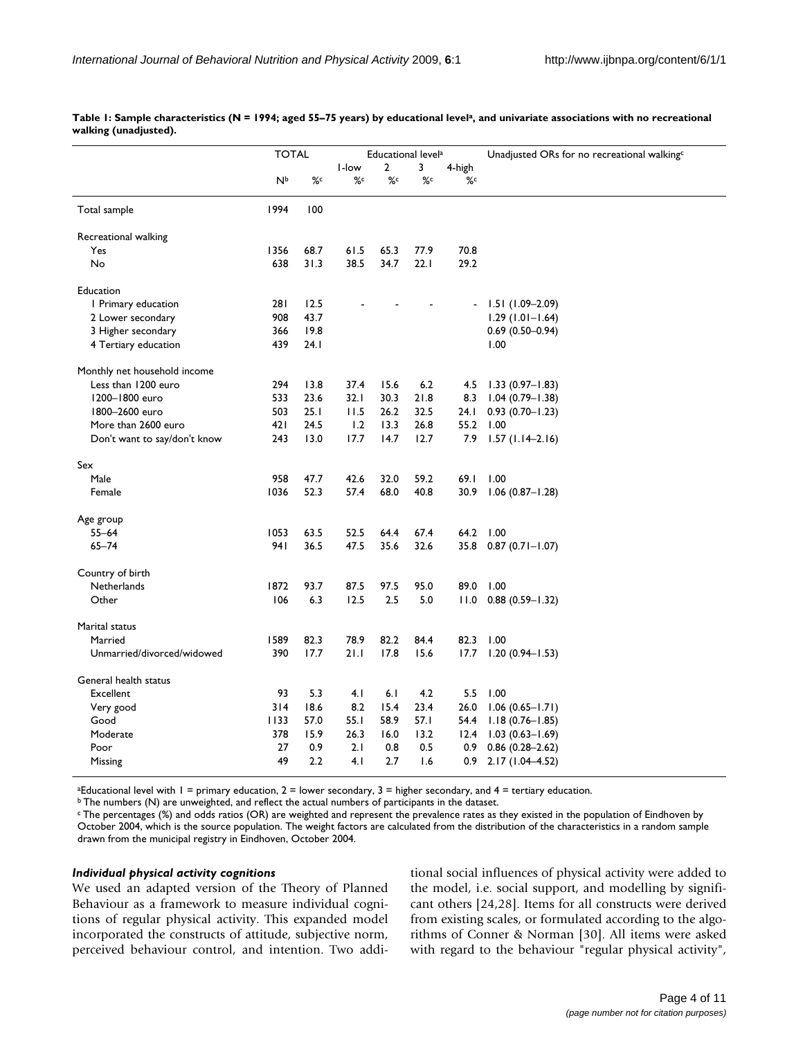**Table 1: Sample characteristics (N = 1994; aged 55–75 years) by educational level[a], and univariate associations with no recreational walking (unadjusted).**

| | TOTAL | | Educational level[a] | | | | Unadjusted ORs for no recreational walking[c] |
|---|---|---|---|---|---|---|---|
| | N[b] | %[c] | 1-low %[c] | 2 %[c] | 3 %[c] | 4-high %[c] | |
| Total sample | 1994 | 100 | | | | | |
| Recreational walking | | | | | | | |
| Yes | 1356 | 68.7 | 61.5 | 65.3 | 77.9 | 70.8 | |
| No | 638 | 31.3 | 38.5 | 34.7 | 22.1 | 29.2 | |
| Education | | | | | | | |
| 1 Primary education | 281 | 12.5 | - | - | - | - | 1.51 (1.09–2.09) |
| 2 Lower secondary | 908 | 43.7 | | | | | 1.29 (1.01–1.64) |
| 3 Higher secondary | 366 | 19.8 | | | | | 0.69 (0.50–0.94) |
| 4 Tertiary education | 439 | 24.1 | | | | | 1.00 |
| Monthly net household income | | | | | | | |
| Less than 1200 euro | 294 | 13.8 | 37.4 | 15.6 | 6.2 | 4.5 | 1.33 (0.97–1.83) |
| 1200–1800 euro | 533 | 23.6 | 32.1 | 30.3 | 21.8 | 8.3 | 1.04 (0.79–1.38) |
| 1800–2600 euro | 503 | 25.1 | 11.5 | 26.2 | 32.5 | 24.1 | 0.93 (0.70–1.23) |
| More than 2600 euro | 421 | 24.5 | 1.2 | 13.3 | 26.8 | 55.2 | 1.00 |
| Don't want to say/don't know | 243 | 13.0 | 17.7 | 14.7 | 12.7 | 7.9 | 1.57 (1.14–2.16) |
| Sex | | | | | | | |
| Male | 958 | 47.7 | 42.6 | 32.0 | 59.2 | 69.1 | 1.00 |
| Female | 1036 | 52.3 | 57.4 | 68.0 | 40.8 | 30.9 | 1.06 (0.87–1.28) |
| Age group | | | | | | | |
| 55–64 | 1053 | 63.5 | 52.5 | 64.4 | 67.4 | 64.2 | 1.00 |
| 65–74 | 941 | 36.5 | 47.5 | 35.6 | 32.6 | 35.8 | 0.87 (0.71–1.07) |
| Country of birth | | | | | | | |
| Netherlands | 1872 | 93.7 | 87.5 | 97.5 | 95.0 | 89.0 | 1.00 |
| Other | 106 | 6.3 | 12.5 | 2.5 | 5.0 | 11.0 | 0.88 (0.59–1.32) |
| Marital status | | | | | | | |
| Married | 1589 | 82.3 | 78.9 | 82.2 | 84.4 | 82.3 | 1.00 |
| Unmarried/divorced/widowed | 390 | 17.7 | 21.1 | 17.8 | 15.6 | 17.7 | 1.20 (0.94–1.53) |
| General health status | | | | | | | |
| Excellent | 93 | 5.3 | 4.1 | 6.1 | 4.2 | 5.5 | 1.00 |
| Very good | 314 | 18.6 | 8.2 | 15.4 | 23.4 | 26.0 | 1.06 (0.65–1.71) |
| Good | 1133 | 57.0 | 55.1 | 58.9 | 57.1 | 54.4 | 1.18 (0.76–1.85) |
| Moderate | 378 | 15.9 | 26.3 | 16.0 | 13.2 | 12.4 | 1.03 (0.63–1.69) |
| Poor | 27 | 0.9 | 2.1 | 0.8 | 0.5 | 0.9 | 0.86 (0.28–2.62) |
| Missing | 49 | 2.2 | 4.1 | 2.7 | 1.6 | 0.9 | 2.17 (1.04–4.52) |

[a] Educational level with 1 = primary education, 2 = lower secondary, 3 = higher secondary, and 4 = tertiary education.
[b] The numbers (N) are unweighted, and reflect the actual numbers of participants in the dataset.
[c] The percentages (%) and odds ratios (OR) are weighted and represent the prevalence rates as they existed in the population of Eindhoven by October 2004, which is the source population. The weight factors are calculated from the distribution of the characteristics in a random sample drawn from the municipal registry in Eindhoven, October 2004.

### *Individual physical activity cognitions*

We used an adapted version of the Theory of Planned Behaviour as a framework to measure individual cognitions of regular physical activity. This expanded model incorporated the constructs of attitude, subjective norm, perceived behaviour control, and intention. Two additional social influences of physical activity were added to the model, i.e. social support, and modelling by significant others [24,28]. Items for all constructs were derived from existing scales, or formulated according to the algorithms of Conner & Norman [30]. All items were asked with regard to the behaviour "regular physical activity",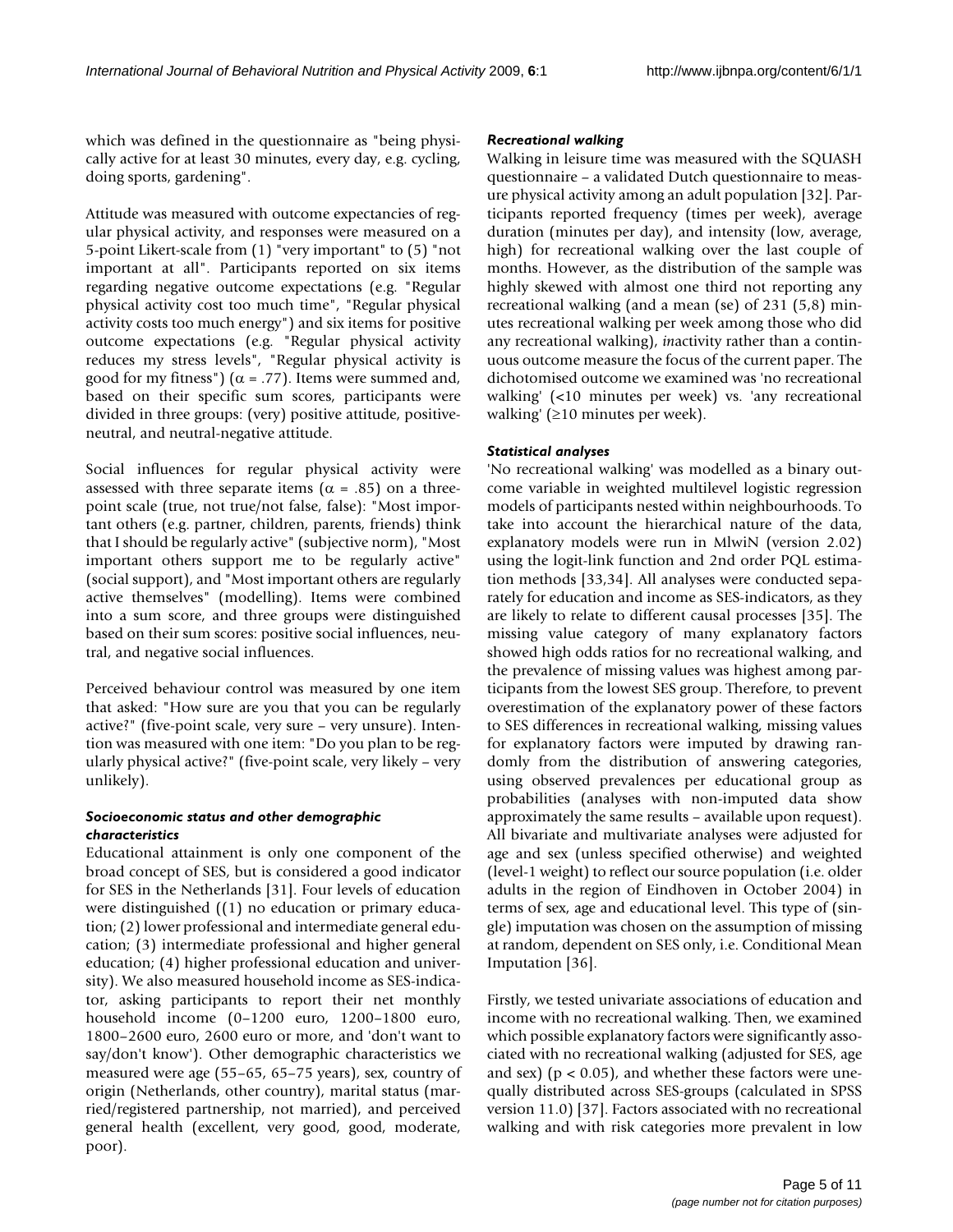which was defined in the questionnaire as "being physically active for at least 30 minutes, every day, e.g. cycling, doing sports, gardening".

Attitude was measured with outcome expectancies of regular physical activity, and responses were measured on a 5-point Likert-scale from (1) "very important" to (5) "not important at all". Participants reported on six items regarding negative outcome expectations (e.g. "Regular physical activity cost too much time", "Regular physical activity costs too much energy") and six items for positive outcome expectations (e.g. "Regular physical activity reduces my stress levels", "Regular physical activity is good for my fitness") ($\alpha$ = .77). Items were summed and, based on their specific sum scores, participants were divided in three groups: (very) positive attitude, positive-neutral, and neutral-negative attitude.

Social influences for regular physical activity were assessed with three separate items ($\alpha$ = .85) on a three-point scale (true, not true/not false, false): "Most important others (e.g. partner, children, parents, friends) think that I should be regularly active" (subjective norm), "Most important others support me to be regularly active" (social support), and "Most important others are regularly active themselves" (modelling). Items were combined into a sum score, and three groups were distinguished based on their sum scores: positive social influences, neutral, and negative social influences.

Perceived behaviour control was measured by one item that asked: "How sure are you that you can be regularly active?" (five-point scale, very sure – very unsure). Intention was measured with one item: "Do you plan to be regularly physical active?" (five-point scale, very likely – very unlikely).

### *Socioeconomic status and other demographic characteristics*

Educational attainment is only one component of the broad concept of SES, but is considered a good indicator for SES in the Netherlands [31]. Four levels of education were distinguished ((1) no education or primary education; (2) lower professional and intermediate general education; (3) intermediate professional and higher general education; (4) higher professional education and university). We also measured household income as SES-indicator, asking participants to report their net monthly household income (0–1200 euro, 1200–1800 euro, 1800–2600 euro, 2600 euro or more, and 'don't want to say/don't know'). Other demographic characteristics we measured were age (55–65, 65–75 years), sex, country of origin (Netherlands, other country), marital status (married/registered partnership, not married), and perceived general health (excellent, very good, good, moderate, poor).

### *Recreational walking*

Walking in leisure time was measured with the SQUASH questionnaire – a validated Dutch questionnaire to measure physical activity among an adult population [32]. Participants reported frequency (times per week), average duration (minutes per day), and intensity (low, average, high) for recreational walking over the last couple of months. However, as the distribution of the sample was highly skewed with almost one third not reporting any recreational walking (and a mean (se) of 231 (5,8) minutes recreational walking per week among those who did any recreational walking), *in*activity rather than a continuous outcome measure the focus of the current paper. The dichotomised outcome we examined was 'no recreational walking' (<10 minutes per week) vs. 'any recreational walking' (≥10 minutes per week).

### *Statistical analyses*

'No recreational walking' was modelled as a binary outcome variable in weighted multilevel logistic regression models of participants nested within neighbourhoods. To take into account the hierarchical nature of the data, explanatory models were run in MlwiN (version 2.02) using the logit-link function and 2nd order PQL estimation methods [33,34]. All analyses were conducted separately for education and income as SES-indicators, as they are likely to relate to different causal processes [35]. The missing value category of many explanatory factors showed high odds ratios for no recreational walking, and the prevalence of missing values was highest among participants from the lowest SES group. Therefore, to prevent overestimation of the explanatory power of these factors to SES differences in recreational walking, missing values for explanatory factors were imputed by drawing randomly from the distribution of answering categories, using observed prevalences per educational group as probabilities (analyses with non-imputed data show approximately the same results – available upon request). All bivariate and multivariate analyses were adjusted for age and sex (unless specified otherwise) and weighted (level-1 weight) to reflect our source population (i.e. older adults in the region of Eindhoven in October 2004) in terms of sex, age and educational level. This type of (single) imputation was chosen on the assumption of missing at random, dependent on SES only, i.e. Conditional Mean Imputation [36].

Firstly, we tested univariate associations of education and income with no recreational walking. Then, we examined which possible explanatory factors were significantly associated with no recreational walking (adjusted for SES, age and sex) ($p < 0.05$), and whether these factors were unequally distributed across SES-groups (calculated in SPSS version 11.0) [37]. Factors associated with no recreational walking and with risk categories more prevalent in low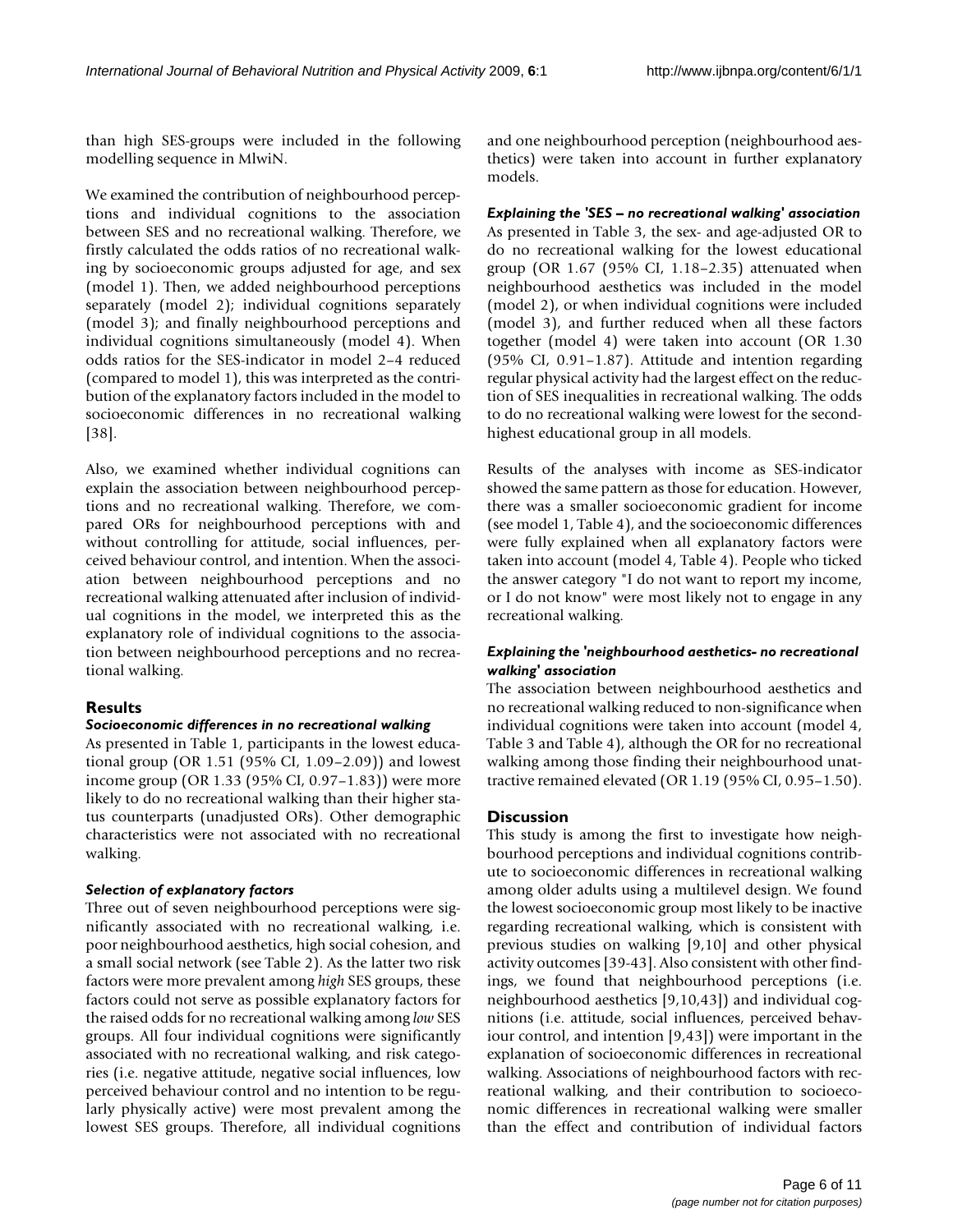than high SES-groups were included in the following modelling sequence in MlwiN.

We examined the contribution of neighbourhood perceptions and individual cognitions to the association between SES and no recreational walking. Therefore, we firstly calculated the odds ratios of no recreational walking by socioeconomic groups adjusted for age, and sex (model 1). Then, we added neighbourhood perceptions separately (model 2); individual cognitions separately (model 3); and finally neighbourhood perceptions and individual cognitions simultaneously (model 4). When odds ratios for the SES-indicator in model 2–4 reduced (compared to model 1), this was interpreted as the contribution of the explanatory factors included in the model to socioeconomic differences in no recreational walking [38].

Also, we examined whether individual cognitions can explain the association between neighbourhood perceptions and no recreational walking. Therefore, we compared ORs for neighbourhood perceptions with and without controlling for attitude, social influences, perceived behaviour control, and intention. When the association between neighbourhood perceptions and no recreational walking attenuated after inclusion of individual cognitions in the model, we interpreted this as the explanatory role of individual cognitions to the association between neighbourhood perceptions and no recreational walking.

## Results

### *Socioeconomic differences in no recreational walking*

As presented in Table 1, participants in the lowest educational group (OR 1.51 (95% CI, 1.09–2.09)) and lowest income group (OR 1.33 (95% CI, 0.97–1.83)) were more likely to do no recreational walking than their higher status counterparts (unadjusted ORs). Other demographic characteristics were not associated with no recreational walking.

### *Selection of explanatory factors*

Three out of seven neighbourhood perceptions were significantly associated with no recreational walking, i.e. poor neighbourhood aesthetics, high social cohesion, and a small social network (see Table 2). As the latter two risk factors were more prevalent among *high* SES groups, these factors could not serve as possible explanatory factors for the raised odds for no recreational walking among *low* SES groups. All four individual cognitions were significantly associated with no recreational walking, and risk categories (i.e. negative attitude, negative social influences, low perceived behaviour control and no intention to be regularly physically active) were most prevalent among the lowest SES groups. Therefore, all individual cognitions and one neighbourhood perception (neighbourhood aesthetics) were taken into account in further explanatory models.

### *Explaining the 'SES – no recreational walking' association*

As presented in Table 3, the sex- and age-adjusted OR to do no recreational walking for the lowest educational group (OR 1.67 (95% CI, 1.18–2.35) attenuated when neighbourhood aesthetics was included in the model (model 2), or when individual cognitions were included (model 3), and further reduced when all these factors together (model 4) were taken into account (OR 1.30 (95% CI, 0.91–1.87). Attitude and intention regarding regular physical activity had the largest effect on the reduction of SES inequalities in recreational walking. The odds to do no recreational walking were lowest for the second-highest educational group in all models.

Results of the analyses with income as SES-indicator showed the same pattern as those for education. However, there was a smaller socioeconomic gradient for income (see model 1, Table 4), and the socioeconomic differences were fully explained when all explanatory factors were taken into account (model 4, Table 4). People who ticked the answer category "I do not want to report my income, or I do not know" were most likely not to engage in any recreational walking.

### *Explaining the 'neighbourhood aesthetics- no recreational walking' association*

The association between neighbourhood aesthetics and no recreational walking reduced to non-significance when individual cognitions were taken into account (model 4, Table 3 and Table 4), although the OR for no recreational walking among those finding their neighbourhood unattractive remained elevated (OR 1.19 (95% CI, 0.95–1.50).

## Discussion

This study is among the first to investigate how neighbourhood perceptions and individual cognitions contribute to socioeconomic differences in recreational walking among older adults using a multilevel design. We found the lowest socioeconomic group most likely to be inactive regarding recreational walking, which is consistent with previous studies on walking [9,10] and other physical activity outcomes [39-43]. Also consistent with other findings, we found that neighbourhood perceptions (i.e. neighbourhood aesthetics [9,10,43]) and individual cognitions (i.e. attitude, social influences, perceived behaviour control, and intention [9,43]) were important in the explanation of socioeconomic differences in recreational walking. Associations of neighbourhood factors with recreational walking, and their contribution to socioeconomic differences in recreational walking were smaller than the effect and contribution of individual factors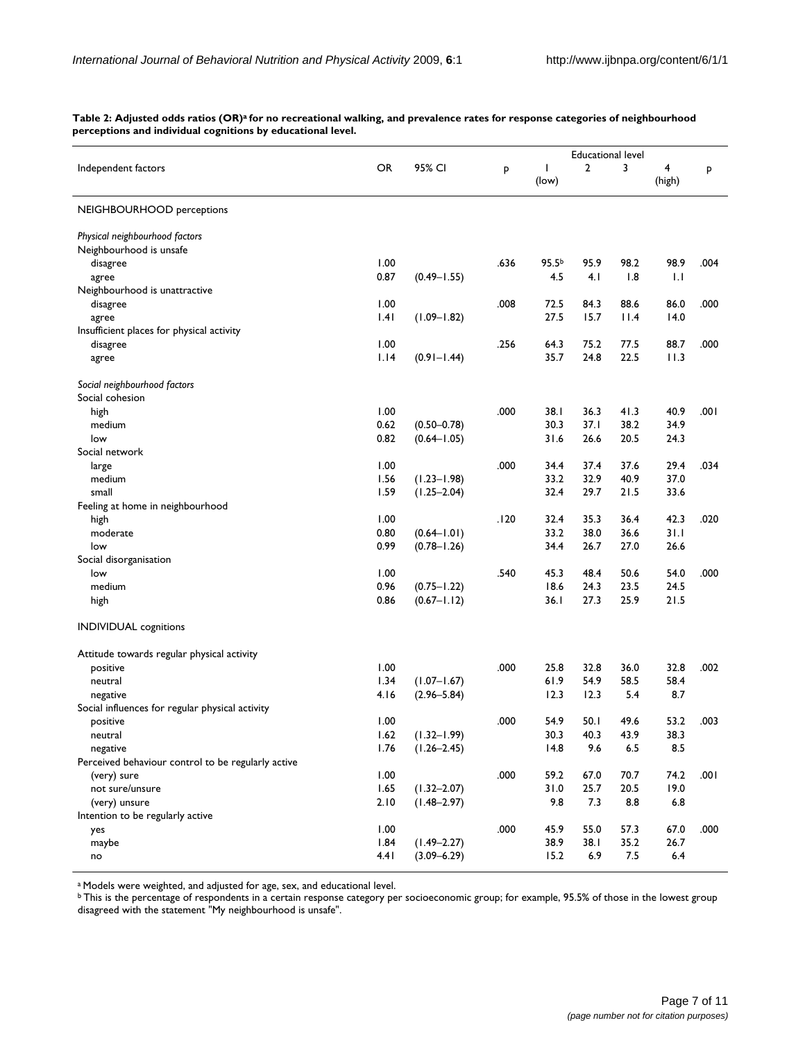**Table 2: Adjusted odds ratios (OR)[a] for no recreational walking, and prevalence rates for response categories of neighbourhood perceptions and individual cognitions by educational level.**

| Independent factors | OR | 95% CI | p | Educational level | | | | p |
|---|---|---|---|---|---|---|---|---|
| | | | | 1 (low) | 2 | 3 | 4 (high) | |
| NEIGHBOURHOOD perceptions | | | | | | | | |
| *Physical neighbourhood factors* | | | | | | | | |
| Neighbourhood is unsafe | | | | | | | | |
| disagree | 1.00 | | .636 | 95.5[b] | 95.9 | 98.2 | 98.9 | .004 |
| agree | 0.87 | (0.49–1.55) | | 4.5 | 4.1 | 1.8 | 1.1 | |
| Neighbourhood is unattractive | | | | | | | | |
| disagree | 1.00 | | .008 | 72.5 | 84.3 | 88.6 | 86.0 | .000 |
| agree | 1.41 | (1.09–1.82) | | 27.5 | 15.7 | 11.4 | 14.0 | |
| Insufficient places for physical activity | | | | | | | | |
| disagree | 1.00 | | .256 | 64.3 | 75.2 | 77.5 | 88.7 | .000 |
| agree | 1.14 | (0.91–1.44) | | 35.7 | 24.8 | 22.5 | 11.3 | |
| *Social neighbourhood factors* | | | | | | | | |
| Social cohesion | | | | | | | | |
| high | 1.00 | | .000 | 38.1 | 36.3 | 41.3 | 40.9 | .001 |
| medium | 0.62 | (0.50–0.78) | | 30.3 | 37.1 | 38.2 | 34.9 | |
| low | 0.82 | (0.64–1.05) | | 31.6 | 26.6 | 20.5 | 24.3 | |
| Social network | | | | | | | | |
| large | 1.00 | | .000 | 34.4 | 37.4 | 37.6 | 29.4 | .034 |
| medium | 1.56 | (1.23–1.98) | | 33.2 | 32.9 | 40.9 | 37.0 | |
| small | 1.59 | (1.25–2.04) | | 32.4 | 29.7 | 21.5 | 33.6 | |
| Feeling at home in neighbourhood | | | | | | | | |
| high | 1.00 | | .120 | 32.4 | 35.3 | 36.4 | 42.3 | .020 |
| moderate | 0.80 | (0.64–1.01) | | 33.2 | 38.0 | 36.6 | 31.1 | |
| low | 0.99 | (0.78–1.26) | | 34.4 | 26.7 | 27.0 | 26.6 | |
| Social disorganisation | | | | | | | | |
| low | 1.00 | | .540 | 45.3 | 48.4 | 50.6 | 54.0 | .000 |
| medium | 0.96 | (0.75–1.22) | | 18.6 | 24.3 | 23.5 | 24.5 | |
| high | 0.86 | (0.67–1.12) | | 36.1 | 27.3 | 25.9 | 21.5 | |
| INDIVIDUAL cognitions | | | | | | | | |
| Attitude towards regular physical activity | | | | | | | | |
| positive | 1.00 | | .000 | 25.8 | 32.8 | 36.0 | 32.8 | .002 |
| neutral | 1.34 | (1.07–1.67) | | 61.9 | 54.9 | 58.5 | 58.4 | |
| negative | 4.16 | (2.96–5.84) | | 12.3 | 12.3 | 5.4 | 8.7 | |
| Social influences for regular physical activity | | | | | | | | |
| positive | 1.00 | | .000 | 54.9 | 50.1 | 49.6 | 53.2 | .003 |
| neutral | 1.62 | (1.32–1.99) | | 30.3 | 40.3 | 43.9 | 38.3 | |
| negative | 1.76 | (1.26–2.45) | | 14.8 | 9.6 | 6.5 | 8.5 | |
| Perceived behaviour control to be regularly active | | | | | | | | |
| (very) sure | 1.00 | | .000 | 59.2 | 67.0 | 70.7 | 74.2 | .001 |
| not sure/unsure | 1.65 | (1.32–2.07) | | 31.0 | 25.7 | 20.5 | 19.0 | |
| (very) unsure | 2.10 | (1.48–2.97) | | 9.8 | 7.3 | 8.8 | 6.8 | |
| Intention to be regularly active | | | | | | | | |
| yes | 1.00 | | .000 | 45.9 | 55.0 | 57.3 | 67.0 | .000 |
| maybe | 1.84 | (1.49–2.27) | | 38.9 | 38.1 | 35.2 | 26.7 | |
| no | 4.41 | (3.09–6.29) | | 15.2 | 6.9 | 7.5 | 6.4 | |

[a] Models were weighted, and adjusted for age, sex, and educational level.
[b] This is the percentage of respondents in a certain response category per socioeconomic group; for example, 95.5% of those in the lowest group disagreed with the statement "My neighbourhood is unsafe".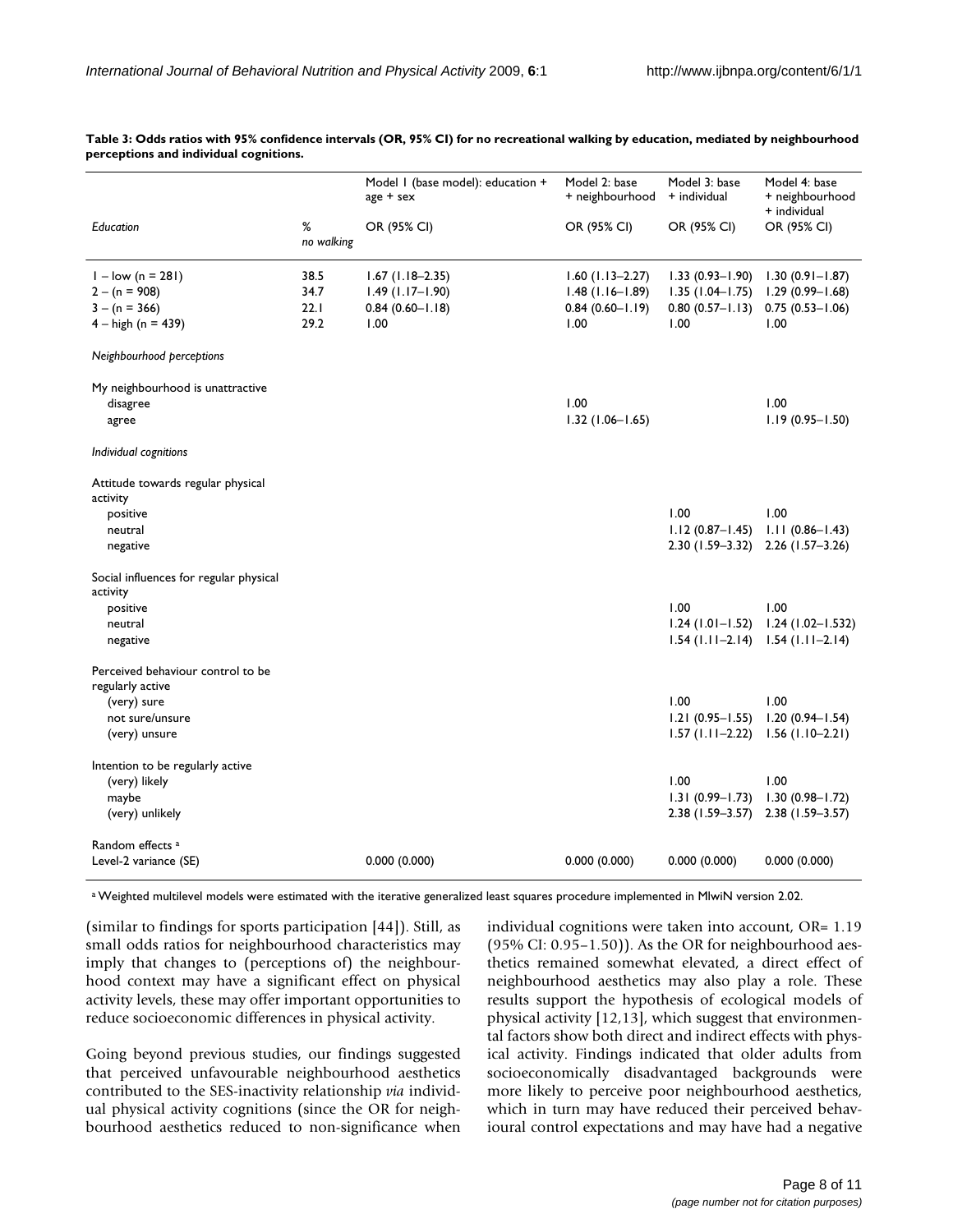**Table 3: Odds ratios with 95% confidence intervals (OR, 95% CI) for no recreational walking by education, mediated by neighbourhood perceptions and individual cognitions.**

| | | Model 1 (base model): education + age + sex | Model 2: base + neighbourhood | Model 3: base + individual | Model 4: base + neighbourhood + individual |
|---|---|---|---|---|---|
| *Education* | % *no walking* | OR (95% CI) | OR (95% CI) | OR (95% CI) | OR (95% CI) |
| 1 – low (n = 281) | 38.5 | 1.67 (1.18–2.35) | 1.60 (1.13–2.27) | 1.33 (0.93–1.90) | 1.30 (0.91–1.87) |
| 2 – (n = 908) | 34.7 | 1.49 (1.17–1.90) | 1.48 (1.16–1.89) | 1.35 (1.04–1.75) | 1.29 (0.99–1.68) |
| 3 – (n = 366) | 22.1 | 0.84 (0.60–1.18) | 0.84 (0.60–1.19) | 0.80 (0.57–1.13) | 0.75 (0.53–1.06) |
| 4 – high (n = 439) | 29.2 | 1.00 | 1.00 | 1.00 | 1.00 |
| *Neighbourhood perceptions* | | | | | |
| My neighbourhood is unattractive | | | | | |
| disagree | | | 1.00 | | 1.00 |
| agree | | | 1.32 (1.06–1.65) | | 1.19 (0.95–1.50) |
| *Individual cognitions* | | | | | |
| Attitude towards regular physical activity | | | | | |
| positive | | | | 1.00 | 1.00 |
| neutral | | | | 1.12 (0.87–1.45) | 1.11 (0.86–1.43) |
| negative | | | | 2.30 (1.59–3.32) | 2.26 (1.57–3.26) |
| Social influences for regular physical activity | | | | | |
| positive | | | | 1.00 | 1.00 |
| neutral | | | | 1.24 (1.01–1.52) | 1.24 (1.02–1.532) |
| negative | | | | 1.54 (1.11–2.14) | 1.54 (1.11–2.14) |
| Perceived behaviour control to be regularly active | | | | | |
| (very) sure | | | | 1.00 | 1.00 |
| not sure/unsure | | | | 1.21 (0.95–1.55) | 1.20 (0.94–1.54) |
| (very) unsure | | | | 1.57 (1.11–2.22) | 1.56 (1.10–2.21) |
| Intention to be regularly active | | | | | |
| (very) likely | | | | 1.00 | 1.00 |
| maybe | | | | 1.31 (0.99–1.73) | 1.30 (0.98–1.72) |
| (very) unlikely | | | | 2.38 (1.59–3.57) | 2.38 (1.59–3.57) |
| Random effects [a] | | | | | |
| Level-2 variance (SE) | | 0.000 (0.000) | 0.000 (0.000) | 0.000 (0.000) | 0.000 (0.000) |

[a] Weighted multilevel models were estimated with the iterative generalized least squares procedure implemented in MlwiN version 2.02.

(similar to findings for sports participation [44]). Still, as small odds ratios for neighbourhood characteristics may imply that changes to (perceptions of) the neighbourhood context may have a significant effect on physical activity levels, these may offer important opportunities to reduce socioeconomic differences in physical activity.

Going beyond previous studies, our findings suggested that perceived unfavourable neighbourhood aesthetics contributed to the SES-inactivity relationship *via* individual physical activity cognitions (since the OR for neighbourhood aesthetics reduced to non-significance when individual cognitions were taken into account, OR= 1.19 (95% CI: 0.95–1.50)). As the OR for neighbourhood aesthetics remained somewhat elevated, a direct effect of neighbourhood aesthetics may also play a role. These results support the hypothesis of ecological models of physical activity [12,13], which suggest that environmental factors show both direct and indirect effects with physical activity. Findings indicated that older adults from socioeconomically disadvantaged backgrounds were more likely to perceive poor neighbourhood aesthetics, which in turn may have reduced their perceived behavioural control expectations and may have had a negative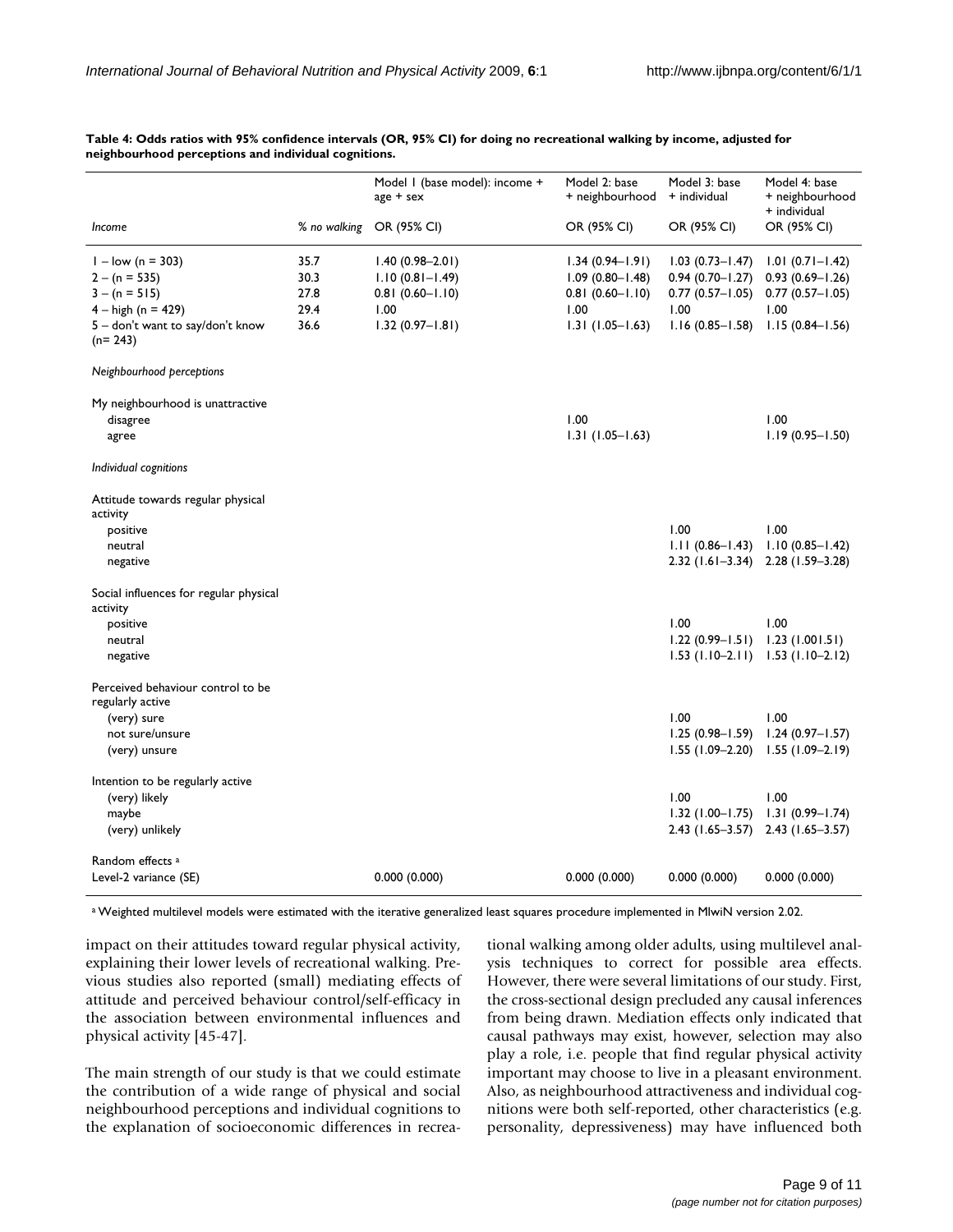**Table 4: Odds ratios with 95% confidence intervals (OR, 95% CI) for doing no recreational walking by income, adjusted for neighbourhood perceptions and individual cognitions.**

| | | Model 1 (base model): income + age + sex | Model 2: base + neighbourhood | Model 3: base + individual | Model 4: base + neighbourhood + individual |
|---|---|---|---|---|---|
| *Income* | *% no walking* | OR (95% CI) | OR (95% CI) | OR (95% CI) | OR (95% CI) |
| 1 – low (n = 303) | 35.7 | 1.40 (0.98–2.01) | 1.34 (0.94–1.91) | 1.03 (0.73–1.47) | 1.01 (0.71–1.42) |
| 2 – (n = 535) | 30.3 | 1.10 (0.81–1.49) | 1.09 (0.80–1.48) | 0.94 (0.70–1.27) | 0.93 (0.69–1.26) |
| 3 – (n = 515) | 27.8 | 0.81 (0.60–1.10) | 0.81 (0.60–1.10) | 0.77 (0.57–1.05) | 0.77 (0.57–1.05) |
| 4 – high (n = 429) | 29.4 | 1.00 | 1.00 | 1.00 | 1.00 |
| 5 – don't want to say/don't know (n= 243) | 36.6 | 1.32 (0.97–1.81) | 1.31 (1.05–1.63) | 1.16 (0.85–1.58) | 1.15 (0.84–1.56) |
| *Neighbourhood perceptions* | | | | | |
| My neighbourhood is unattractive | | | | | |
| disagree | | | 1.00 | | 1.00 |
| agree | | | 1.31 (1.05–1.63) | | 1.19 (0.95–1.50) |
| *Individual cognitions* | | | | | |
| Attitude towards regular physical activity | | | | | |
| positive | | | | 1.00 | 1.00 |
| neutral | | | | 1.11 (0.86–1.43) | 1.10 (0.85–1.42) |
| negative | | | | 2.32 (1.61–3.34) | 2.28 (1.59–3.28) |
| Social influences for regular physical activity | | | | | |
| positive | | | | 1.00 | 1.00 |
| neutral | | | | 1.22 (0.99–1.51) | 1.23 (1.001.51) |
| negative | | | | 1.53 (1.10–2.11) | 1.53 (1.10–2.12) |
| Perceived behaviour control to be regularly active | | | | | |
| (very) sure | | | | 1.00 | 1.00 |
| not sure/unsure | | | | 1.25 (0.98–1.59) | 1.24 (0.97–1.57) |
| (very) unsure | | | | 1.55 (1.09–2.20) | 1.55 (1.09–2.19) |
| Intention to be regularly active | | | | | |
| (very) likely | | | | 1.00 | 1.00 |
| maybe | | | | 1.32 (1.00–1.75) | 1.31 (0.99–1.74) |
| (very) unlikely | | | | 2.43 (1.65–3.57) | 2.43 (1.65–3.57) |
| Random effects [a] | | | | | |
| Level-2 variance (SE) | | 0.000 (0.000) | 0.000 (0.000) | 0.000 (0.000) | 0.000 (0.000) |

[a] Weighted multilevel models were estimated with the iterative generalized least squares procedure implemented in MlwiN version 2.02.

impact on their attitudes toward regular physical activity, explaining their lower levels of recreational walking. Previous studies also reported (small) mediating effects of attitude and perceived behaviour control/self-efficacy in the association between environmental influences and physical activity [45-47].

The main strength of our study is that we could estimate the contribution of a wide range of physical and social neighbourhood perceptions and individual cognitions to the explanation of socioeconomic differences in recreational walking among older adults, using multilevel analysis techniques to correct for possible area effects. However, there were several limitations of our study. First, the cross-sectional design precluded any causal inferences from being drawn. Mediation effects only indicated that causal pathways may exist, however, selection may also play a role, i.e. people that find regular physical activity important may choose to live in a pleasant environment. Also, as neighbourhood attractiveness and individual cognitions were both self-reported, other characteristics (e.g. personality, depressiveness) may have influenced both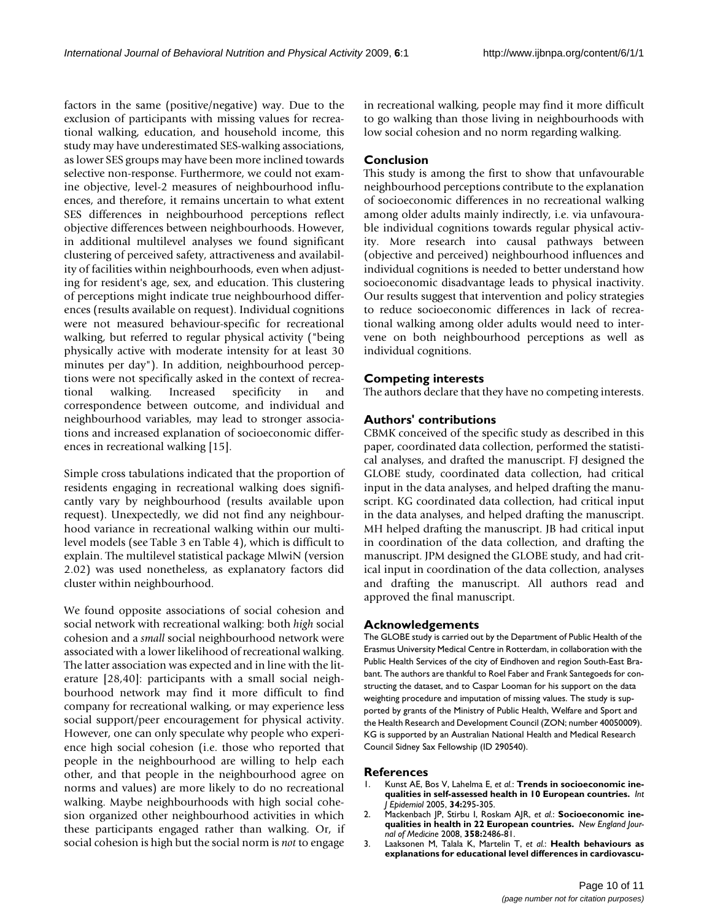factors in the same (positive/negative) way. Due to the exclusion of participants with missing values for recreational walking, education, and household income, this study may have underestimated SES-walking associations, as lower SES groups may have been more inclined towards selective non-response. Furthermore, we could not examine objective, level-2 measures of neighbourhood influences, and therefore, it remains uncertain to what extent SES differences in neighbourhood perceptions reflect objective differences between neighbourhoods. However, in additional multilevel analyses we found significant clustering of perceived safety, attractiveness and availability of facilities within neighbourhoods, even when adjusting for resident's age, sex, and education. This clustering of perceptions might indicate true neighbourhood differences (results available on request). Individual cognitions were not measured behaviour-specific for recreational walking, but referred to regular physical activity ("being physically active with moderate intensity for at least 30 minutes per day"). In addition, neighbourhood perceptions were not specifically asked in the context of recreational walking. Increased specificity in and correspondence between outcome, and individual and neighbourhood variables, may lead to stronger associations and increased explanation of socioeconomic differences in recreational walking [15].

Simple cross tabulations indicated that the proportion of residents engaging in recreational walking does significantly vary by neighbourhood (results available upon request). Unexpectedly, we did not find any neighbourhood variance in recreational walking within our multilevel models (see Table 3 en Table 4), which is difficult to explain. The multilevel statistical package MlwiN (version 2.02) was used nonetheless, as explanatory factors did cluster within neighbourhood.

We found opposite associations of social cohesion and social network with recreational walking: both *high* social cohesion and a *small* social neighbourhood network were associated with a lower likelihood of recreational walking. The latter association was expected and in line with the literature [28,40]: participants with a small social neighbourhood network may find it more difficult to find company for recreational walking, or may experience less social support/peer encouragement for physical activity. However, one can only speculate why people who experience high social cohesion (i.e. those who reported that people in the neighbourhood are willing to help each other, and that people in the neighbourhood agree on norms and values) are more likely to do no recreational walking. Maybe neighbourhoods with high social cohesion organized other neighbourhood activities in which these participants engaged rather than walking. Or, if social cohesion is high but the social norm is *not* to engage in recreational walking, people may find it more difficult to go walking than those living in neighbourhoods with low social cohesion and no norm regarding walking.

## Conclusion

This study is among the first to show that unfavourable neighbourhood perceptions contribute to the explanation of socioeconomic differences in no recreational walking among older adults mainly indirectly, i.e. via unfavourable individual cognitions towards regular physical activity. More research into causal pathways between (objective and perceived) neighbourhood influences and individual cognitions is needed to better understand how socioeconomic disadvantage leads to physical inactivity. Our results suggest that intervention and policy strategies to reduce socioeconomic differences in lack of recreational walking among older adults would need to intervene on both neighbourhood perceptions as well as individual cognitions.

## Competing interests

The authors declare that they have no competing interests.

## Authors' contributions

CBMK conceived of the specific study as described in this paper, coordinated data collection, performed the statistical analyses, and drafted the manuscript. FJ designed the GLOBE study, coordinated data collection, had critical input in the data analyses, and helped drafting the manuscript. KG coordinated data collection, had critical input in the data analyses, and helped drafting the manuscript. MH helped drafting the manuscript. JB had critical input in coordination of the data collection, and drafting the manuscript. JPM designed the GLOBE study, and had critical input in coordination of the data collection, analyses and drafting the manuscript. All authors read and approved the final manuscript.

## Acknowledgements

The GLOBE study is carried out by the Department of Public Health of the Erasmus University Medical Centre in Rotterdam, in collaboration with the Public Health Services of the city of Eindhoven and region South-East Brabant. The authors are thankful to Roel Faber and Frank Santegoeds for constructing the dataset, and to Caspar Looman for his support on the data weighting procedure and imputation of missing values. The study is supported by grants of the Ministry of Public Health, Welfare and Sport and the Health Research and Development Council (ZON; number 40050009). KG is supported by an Australian National Health and Medical Research Council Sidney Sax Fellowship (ID 290540).

## References

1. Kunst AE, Bos V, Lahelma E, *et al.*: **Trends in socioeconomic inequalities in self-assessed health in 10 European countries.** *Int J Epidemiol* 2005, **34:**295-305.
2. Mackenbach JP, Stirbu I, Roskam AJR, *et al.*: **Socioeconomic inequalities in health in 22 European countries.** *New England Journal of Medicine* 2008, **358:**2486-81.
3. Laaksonen M, Talala K, Martelin T, *et al.*: **Health behaviours as explanations for educational level differences in cardiovascu-**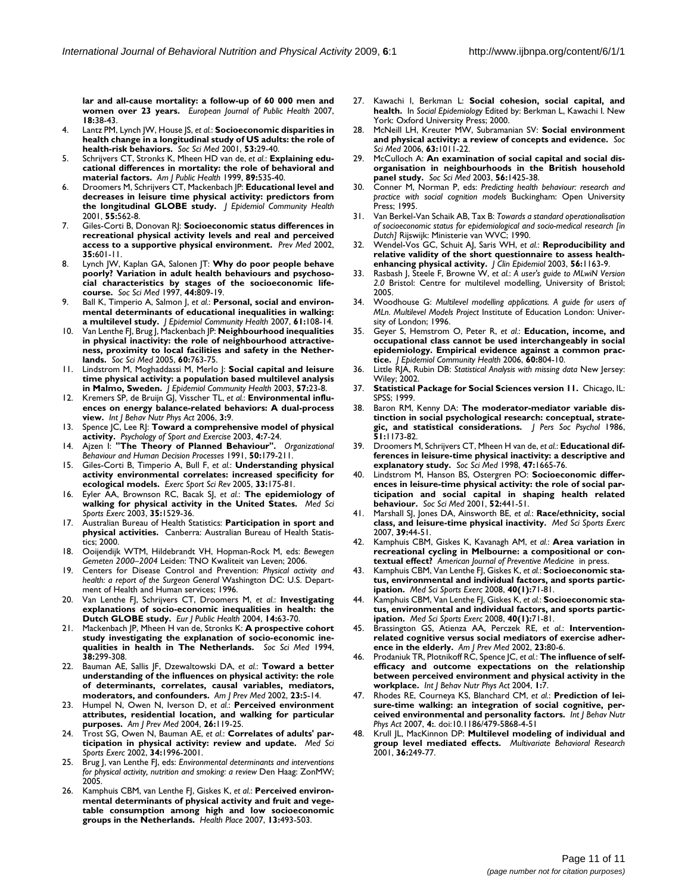**lar and all-cause mortality: a follow-up of 60 000 men and women over 23 years.** *European Journal of Public Health* 2007, **18:**38-43.

4. Lantz PM, Lynch JW, House JS, *et al.*: **Socioeconomic disparities in health change in a longitudinal study of US adults: the role of health-risk behaviors.** *Soc Sci Med* 2001, **53:**29-40.
5. Schrijvers CT, Stronks K, Mheen HD van de, *et al.*: **Explaining educational differences in mortality: the role of behavioral and material factors.** *Am J Public Health* 1999, **89:**535-40.
6. Droomers M, Schrijvers CT, Mackenbach JP: **Educational level and decreases in leisure time physical activity: predictors from the longitudinal GLOBE study.** *J Epidemiol Community Health* 2001, **55:**562-8.
7. Giles-Corti B, Donovan RJ: **Socioeconomic status differences in recreational physical activity levels and real and perceived access to a supportive physical environment.** *Prev Med* 2002, **35:**601-11.
8. Lynch JW, Kaplan GA, Salonen JT: **Why do poor people behave poorly? Variation in adult health behaviours and psychosocial characteristics by stages of the socioeconomic lifecourse.** *Soc Sci Med* 1997, **44:**809-19.
9. Ball K, Timperio A, Salmon J, *et al.*: **Personal, social and environmental determinants of educational inequalities in walking: a multilevel study.** *J Epidemiol Community Health* 2007, **61:**108-14.
10. Van Lenthe FJ, Brug J, Mackenbach JP: **Neighbourhood inequalities in physical inactivity: the role of neighbourhood attractiveness, proximity to local facilities and safety in the Netherlands.** *Soc Sci Med* 2005, **60:**763-75.
11. Lindstrom M, Moghaddassi M, Merlo J: **Social capital and leisure time physical activity: a population based multilevel analysis in Malmo, Sweden.** *J Epidemiol Community Health* 2003, **57:**23-8.
12. Kremers SP, de Bruijn GJ, Visscher TL, *et al.*: **Environmental influences on energy balance-related behaviors: A dual-process view.** *Int J Behav Nutr Phys Act* 2006, **3:**9.
13. Spence JC, Lee RJ: **Toward a comprehensive model of physical activity.** *Psychology of Sport and Exercise* 2003, **4:**7-24.
14. Ajzen I: **"The Theory of Planned Behaviour".** *Organizational Behaviour and Human Decision Processes* 1991, **50:**179-211.
15. Giles-Corti B, Timperio A, Bull F, *et al.*: **Understanding physical activity environmental correlates: increased specificity for ecological models.** *Exerc Sport Sci Rev* 2005, **33:**175-81.
16. Eyler AA, Brownson RC, Bacak SJ, *et al.*: **The epidemiology of walking for physical activity in the United States.** *Med Sci Sports Exerc* 2003, **35:**1529-36.
17. Australian Bureau of Health Statistics: **Participation in sport and physical activities.** Canberra: Australian Bureau of Health Statistics; 2000.
18. Ooijendijk WTM, Hildebrandt VH, Hopman-Rock M, eds: *Bewegen Gemeten 2000–2004* Leiden: TNO Kwaliteit van Leven; 2006.
19. Centers for Disease Control and Prevention: *Physical activity and health: a report of the Surgeon General* Washington DC: U.S. Department of Health and Human services; 1996.
20. Van Lenthe FJ, Schrijvers CT, Droomers M, *et al.*: **Investigating explanations of socio-economic inequalities in health: the Dutch GLOBE study.** *Eur J Public Health* 2004, **14:**63-70.
21. Mackenbach JP, Mheen H van de, Stronks K: **A prospective cohort study investigating the explanation of socio-economic inequalities in health in The Netherlands.** *Soc Sci Med* 1994, **38:**299-308.
22. Bauman AE, Sallis JF, Dzewaltowski DA, *et al.*: **Toward a better understanding of the influences on physical activity: the role of determinants, correlates, causal variables, mediators, moderators, and confounders.** *Am J Prev Med* 2002, **23:**5-14.
23. Humpel N, Owen N, Iverson D, *et al.*: **Perceived environment attributes, residential location, and walking for particular purposes.** *Am J Prev Med* 2004, **26:**119-25.
24. Trost SG, Owen N, Bauman AE, *et al.*: **Correlates of adults' participation in physical activity: review and update.** *Med Sci Sports Exerc* 2002, **34:**1996-2001.
25. Brug J, van Lenthe FJ, eds: *Environmental determinants and interventions for physical activity, nutrition and smoking: a review* Den Haag: ZonMW; 2005.
26. Kamphuis CBM, van Lenthe FJ, Giskes K, *et al.*: **Perceived environmental determinants of physical activity and fruit and vegetable consumption among high and low socioeconomic groups in the Netherlands.** *Health Place* 2007, **13:**493-503.
27. Kawachi I, Berkman L: **Social cohesion, social capital, and health.** In *Social Epidemiology* Edited by: Berkman L, Kawachi I. New York: Oxford University Press; 2000.
28. McNeill LH, Kreuter MW, Subramanian SV: **Social environment and physical activity: a review of concepts and evidence.** *Soc Sci Med* 2006, **63:**1011-22.
29. McCulloch A: **An examination of social capital and social disorganisation in neighbourhoods in the British household panel study.** *Soc Sci Med* 2003, **56:**1425-38.
30. Conner M, Norman P, eds: *Predicting health behaviour: research and practice with social cognition models* Buckingham: Open University Press; 1995.
31. Van Berkel-Van Schaik AB, Tax B: *Towards a standard operationalisation of socioeconomic status for epidemiological and socio-medical research [in Dutch]* Rijswijk: Ministerie van WVC; 1990.
32. Wendel-Vos GC, Schuit AJ, Saris WH, *et al.*: **Reproducibility and relative validity of the short questionnaire to assess health-enhancing physical activity.** *J Clin Epidemiol* 2003, **56:**1163-9.
33. Rasbash J, Steele F, Browne W, *et al.*: *A user's guide to MLwiN Version 2.0* Bristol: Centre for multilevel modelling, University of Bristol; 2005.
34. Woodhouse G: *Multilevel modelling applications. A guide for users of MLn. Multilevel Models Project* Institute of Education London: University of London; 1996.
35. Geyer S, Hemstrom O, Peter R, *et al.*: **Education, income, and occupational class cannot be used interchangeably in social epidemiology. Empirical evidence against a common practice.** *J Epidemiol Community Health* 2006, **60:**804-10.
36. Little RJA, Rubin DB: *Statistical Analysis with missing data* New Jersey: Wiley; 2002.
37. **Statistical Package for Social Sciences version 11.** Chicago, IL: SPSS; 1999.
38. Baron RM, Kenny DA: **The moderator-mediator variable distinction in social psychological research: conceptual, strategic, and statistical considerations.** *J Pers Soc Psychol* 1986, **51:**1173-82.
39. Droomers M, Schrijvers CT, Mheen H van de, *et al.*: **Educational differences in leisure-time physical inactivity: a descriptive and explanatory study.** *Soc Sci Med* 1998, **47:**1665-76.
40. Lindstrom M, Hanson BS, Ostergren PO: **Socioeconomic differences in leisure-time physical activity: the role of social participation and social capital in shaping health related behaviour.** *Soc Sci Med* 2001, **52:**441-51.
41. Marshall SJ, Jones DA, Ainsworth BE, *et al.*: **Race/ethnicity, social class, and leisure-time physical inactivity.** *Med Sci Sports Exerc* 2007, **39:**44-51.
42. Kamphuis CBM, Giskes K, Kavanagh AM, *et al.*: **Area variation in recreational cycling in Melbourne: a compositional or contextual effect?** *American Journal of Preventive Medicine* in press.
43. Kamphuis CBM, Van Lenthe FJ, Giskes K, *et al.*: **Socioeconomic status, environmental and individual factors, and sports participation.** *Med Sci Sports Exerc* 2008, **40(1):**71-81.
44. Kamphuis CBM, Van Lenthe FJ, Giskes K, *et al.*: **Socioeconomic status, environmental and individual factors, and sports participation.** *Med Sci Sports Exerc* 2008, **40(1):**71-81.
45. Brassington GS, Atienza AA, Perczek RE, *et al.*: **Intervention-related cognitive versus social mediators of exercise adherence in the elderly.** *Am J Prev Med* 2002, **23:**80-6.
46. Prodaniuk TR, Plotnikoff RC, Spence JC, *et al.*: **The influence of self-efficacy and outcome expectations on the relationship between perceived environment and physical activity in the workplace.** *Int J Behav Nutr Phys Act* 2004, **1:**7.
47. Rhodes RE, Courneya KS, Blanchard CM, *et al.*: **Prediction of leisure-time walking: an integration of social cognitive, perceived environmental and personality factors.** *Int J Behav Nutr Phys Act* 2007, **4:**. doi:10.1186/479-5868-4-51
48. Krull JL, MacKinnon DP: **Multilevel modeling of individual and group level mediated effects.** *Multivariate Behavioral Research* 2001, **36:**249-77.